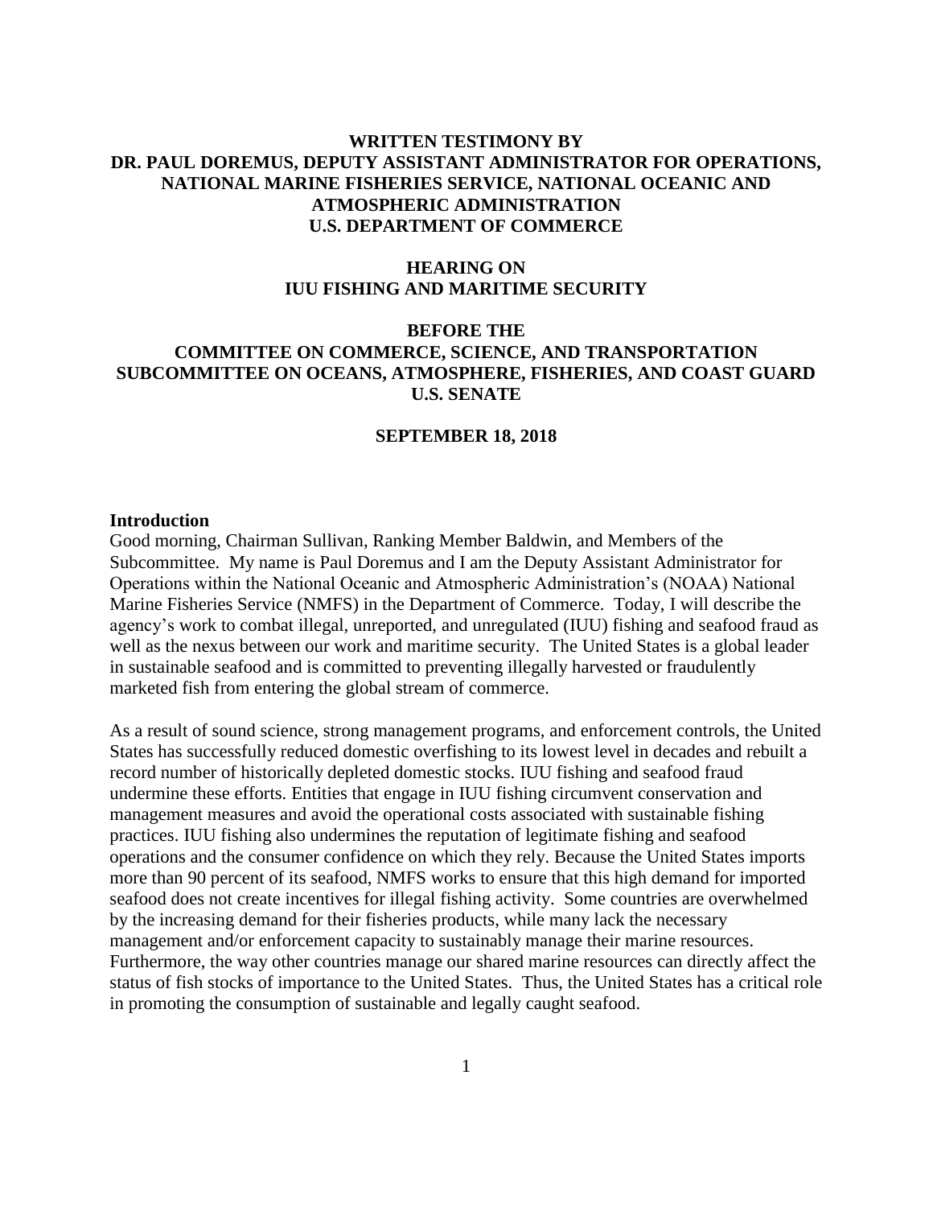**WRITTEN TESTIMONY BY**
**DR. PAUL DOREMUS, DEPUTY ASSISTANT ADMINISTRATOR FOR OPERATIONS, NATIONAL MARINE FISHERIES SERVICE, NATIONAL OCEANIC AND ATMOSPHERIC ADMINISTRATION**
**U.S. DEPARTMENT OF COMMERCE**

**HEARING ON**
**IUU FISHING AND MARITIME SECURITY**

**BEFORE THE**
**COMMITTEE ON COMMERCE, SCIENCE, AND TRANSPORTATION**
**SUBCOMMITTEE ON OCEANS, ATMOSPHERE, FISHERIES, AND COAST GUARD**
**U.S. SENATE**

**SEPTEMBER 18, 2018**

## Introduction

Good morning, Chairman Sullivan, Ranking Member Baldwin, and Members of the Subcommittee. My name is Paul Doremus and I am the Deputy Assistant Administrator for Operations within the National Oceanic and Atmospheric Administration's (NOAA) National Marine Fisheries Service (NMFS) in the Department of Commerce. Today, I will describe the agency's work to combat illegal, unreported, and unregulated (IUU) fishing and seafood fraud as well as the nexus between our work and maritime security. The United States is a global leader in sustainable seafood and is committed to preventing illegally harvested or fraudulently marketed fish from entering the global stream of commerce.

As a result of sound science, strong management programs, and enforcement controls, the United States has successfully reduced domestic overfishing to its lowest level in decades and rebuilt a record number of historically depleted domestic stocks. IUU fishing and seafood fraud undermine these efforts. Entities that engage in IUU fishing circumvent conservation and management measures and avoid the operational costs associated with sustainable fishing practices. IUU fishing also undermines the reputation of legitimate fishing and seafood operations and the consumer confidence on which they rely. Because the United States imports more than 90 percent of its seafood, NMFS works to ensure that this high demand for imported seafood does not create incentives for illegal fishing activity. Some countries are overwhelmed by the increasing demand for their fisheries products, while many lack the necessary management and/or enforcement capacity to sustainably manage their marine resources. Furthermore, the way other countries manage our shared marine resources can directly affect the status of fish stocks of importance to the United States. Thus, the United States has a critical role in promoting the consumption of sustainable and legally caught seafood.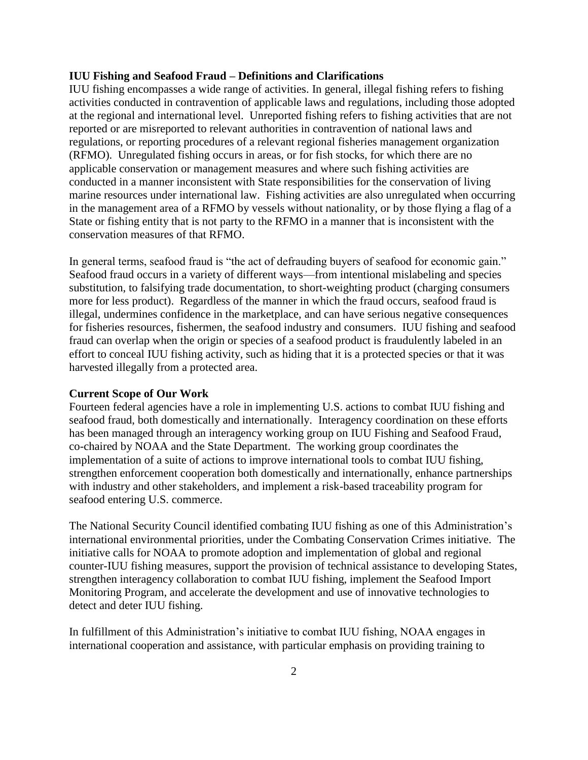**IUU Fishing and Seafood Fraud – Definitions and Clarifications**

IUU fishing encompasses a wide range of activities. In general, illegal fishing refers to fishing activities conducted in contravention of applicable laws and regulations, including those adopted at the regional and international level. Unreported fishing refers to fishing activities that are not reported or are misreported to relevant authorities in contravention of national laws and regulations, or reporting procedures of a relevant regional fisheries management organization (RFMO). Unregulated fishing occurs in areas, or for fish stocks, for which there are no applicable conservation or management measures and where such fishing activities are conducted in a manner inconsistent with State responsibilities for the conservation of living marine resources under international law. Fishing activities are also unregulated when occurring in the management area of a RFMO by vessels without nationality, or by those flying a flag of a State or fishing entity that is not party to the RFMO in a manner that is inconsistent with the conservation measures of that RFMO.

In general terms, seafood fraud is "the act of defrauding buyers of seafood for economic gain." Seafood fraud occurs in a variety of different ways—from intentional mislabeling and species substitution, to falsifying trade documentation, to short-weighting product (charging consumers more for less product). Regardless of the manner in which the fraud occurs, seafood fraud is illegal, undermines confidence in the marketplace, and can have serious negative consequences for fisheries resources, fishermen, the seafood industry and consumers. IUU fishing and seafood fraud can overlap when the origin or species of a seafood product is fraudulently labeled in an effort to conceal IUU fishing activity, such as hiding that it is a protected species or that it was harvested illegally from a protected area.

**Current Scope of Our Work**

Fourteen federal agencies have a role in implementing U.S. actions to combat IUU fishing and seafood fraud, both domestically and internationally. Interagency coordination on these efforts has been managed through an interagency working group on IUU Fishing and Seafood Fraud, co-chaired by NOAA and the State Department. The working group coordinates the implementation of a suite of actions to improve international tools to combat IUU fishing, strengthen enforcement cooperation both domestically and internationally, enhance partnerships with industry and other stakeholders, and implement a risk-based traceability program for seafood entering U.S. commerce.

The National Security Council identified combating IUU fishing as one of this Administration's international environmental priorities, under the Combating Conservation Crimes initiative. The initiative calls for NOAA to promote adoption and implementation of global and regional counter-IUU fishing measures, support the provision of technical assistance to developing States, strengthen interagency collaboration to combat IUU fishing, implement the Seafood Import Monitoring Program, and accelerate the development and use of innovative technologies to detect and deter IUU fishing.

In fulfillment of this Administration's initiative to combat IUU fishing, NOAA engages in international cooperation and assistance, with particular emphasis on providing training to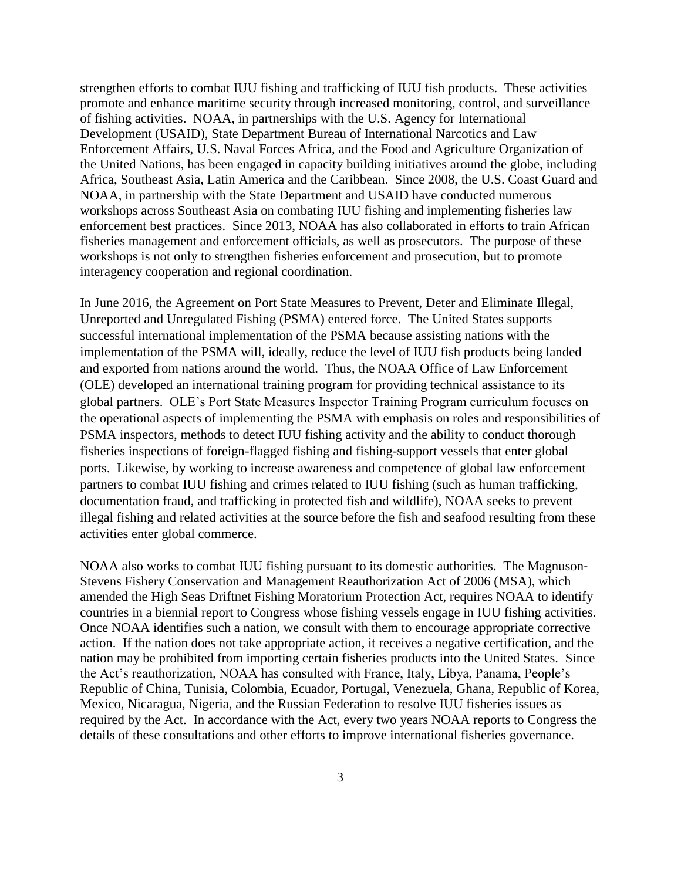strengthen efforts to combat IUU fishing and trafficking of IUU fish products. These activities promote and enhance maritime security through increased monitoring, control, and surveillance of fishing activities. NOAA, in partnerships with the U.S. Agency for International Development (USAID), State Department Bureau of International Narcotics and Law Enforcement Affairs, U.S. Naval Forces Africa, and the Food and Agriculture Organization of the United Nations, has been engaged in capacity building initiatives around the globe, including Africa, Southeast Asia, Latin America and the Caribbean. Since 2008, the U.S. Coast Guard and NOAA, in partnership with the State Department and USAID have conducted numerous workshops across Southeast Asia on combating IUU fishing and implementing fisheries law enforcement best practices. Since 2013, NOAA has also collaborated in efforts to train African fisheries management and enforcement officials, as well as prosecutors. The purpose of these workshops is not only to strengthen fisheries enforcement and prosecution, but to promote interagency cooperation and regional coordination.

In June 2016, the Agreement on Port State Measures to Prevent, Deter and Eliminate Illegal, Unreported and Unregulated Fishing (PSMA) entered force. The United States supports successful international implementation of the PSMA because assisting nations with the implementation of the PSMA will, ideally, reduce the level of IUU fish products being landed and exported from nations around the world. Thus, the NOAA Office of Law Enforcement (OLE) developed an international training program for providing technical assistance to its global partners. OLE's Port State Measures Inspector Training Program curriculum focuses on the operational aspects of implementing the PSMA with emphasis on roles and responsibilities of PSMA inspectors, methods to detect IUU fishing activity and the ability to conduct thorough fisheries inspections of foreign-flagged fishing and fishing-support vessels that enter global ports. Likewise, by working to increase awareness and competence of global law enforcement partners to combat IUU fishing and crimes related to IUU fishing (such as human trafficking, documentation fraud, and trafficking in protected fish and wildlife), NOAA seeks to prevent illegal fishing and related activities at the source before the fish and seafood resulting from these activities enter global commerce.

NOAA also works to combat IUU fishing pursuant to its domestic authorities. The Magnuson-Stevens Fishery Conservation and Management Reauthorization Act of 2006 (MSA), which amended the High Seas Driftnet Fishing Moratorium Protection Act, requires NOAA to identify countries in a biennial report to Congress whose fishing vessels engage in IUU fishing activities. Once NOAA identifies such a nation, we consult with them to encourage appropriate corrective action. If the nation does not take appropriate action, it receives a negative certification, and the nation may be prohibited from importing certain fisheries products into the United States. Since the Act's reauthorization, NOAA has consulted with France, Italy, Libya, Panama, People's Republic of China, Tunisia, Colombia, Ecuador, Portugal, Venezuela, Ghana, Republic of Korea, Mexico, Nicaragua, Nigeria, and the Russian Federation to resolve IUU fisheries issues as required by the Act. In accordance with the Act, every two years NOAA reports to Congress the details of these consultations and other efforts to improve international fisheries governance.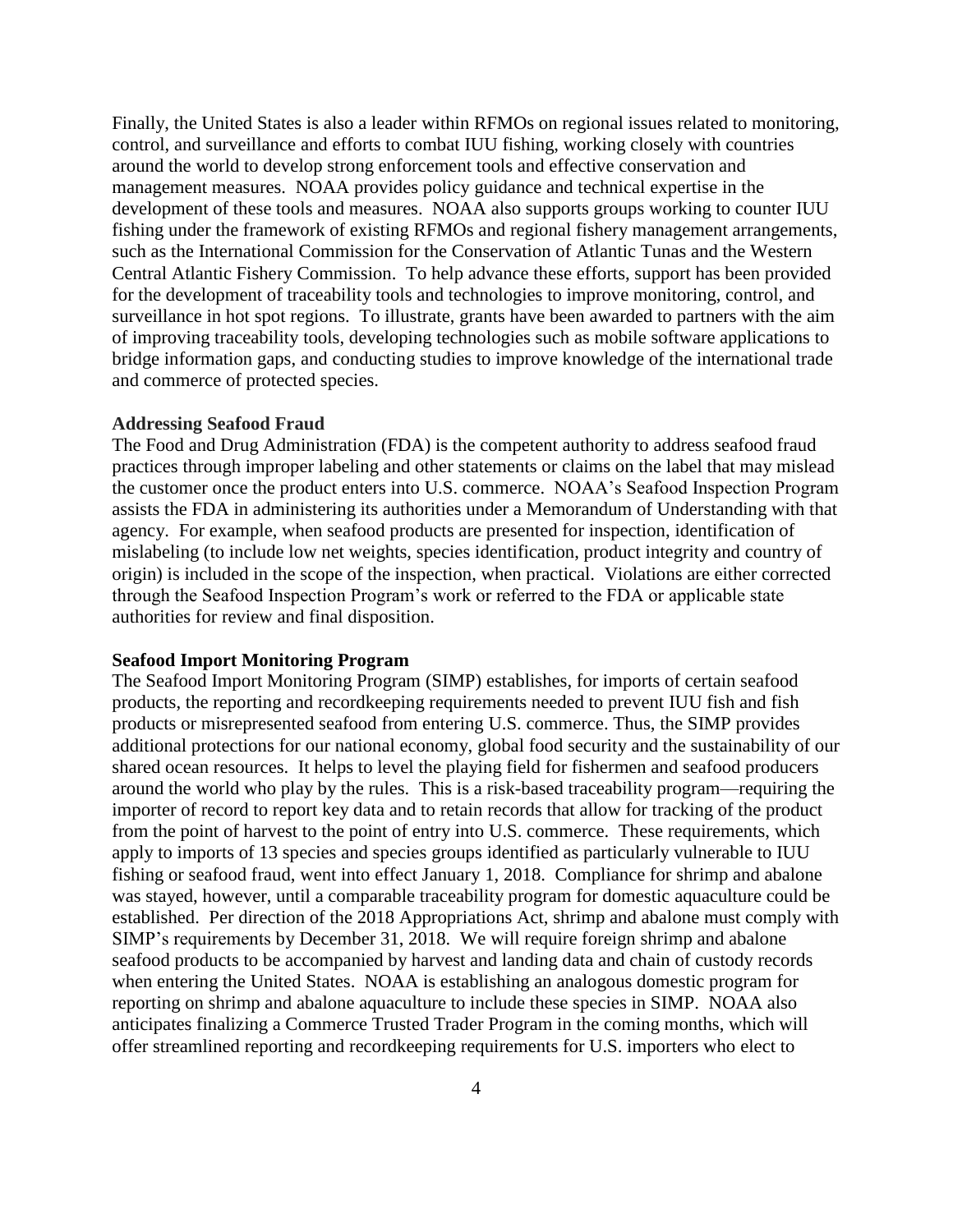Finally, the United States is also a leader within RFMOs on regional issues related to monitoring, control, and surveillance and efforts to combat IUU fishing, working closely with countries around the world to develop strong enforcement tools and effective conservation and management measures. NOAA provides policy guidance and technical expertise in the development of these tools and measures. NOAA also supports groups working to counter IUU fishing under the framework of existing RFMOs and regional fishery management arrangements, such as the International Commission for the Conservation of Atlantic Tunas and the Western Central Atlantic Fishery Commission. To help advance these efforts, support has been provided for the development of traceability tools and technologies to improve monitoring, control, and surveillance in hot spot regions. To illustrate, grants have been awarded to partners with the aim of improving traceability tools, developing technologies such as mobile software applications to bridge information gaps, and conducting studies to improve knowledge of the international trade and commerce of protected species.

**Addressing Seafood Fraud**

The Food and Drug Administration (FDA) is the competent authority to address seafood fraud practices through improper labeling and other statements or claims on the label that may mislead the customer once the product enters into U.S. commerce. NOAA's Seafood Inspection Program assists the FDA in administering its authorities under a Memorandum of Understanding with that agency. For example, when seafood products are presented for inspection, identification of mislabeling (to include low net weights, species identification, product integrity and country of origin) is included in the scope of the inspection, when practical. Violations are either corrected through the Seafood Inspection Program's work or referred to the FDA or applicable state authorities for review and final disposition.

**Seafood Import Monitoring Program**

The Seafood Import Monitoring Program (SIMP) establishes, for imports of certain seafood products, the reporting and recordkeeping requirements needed to prevent IUU fish and fish products or misrepresented seafood from entering U.S. commerce. Thus, the SIMP provides additional protections for our national economy, global food security and the sustainability of our shared ocean resources. It helps to level the playing field for fishermen and seafood producers around the world who play by the rules. This is a risk-based traceability program—requiring the importer of record to report key data and to retain records that allow for tracking of the product from the point of harvest to the point of entry into U.S. commerce. These requirements, which apply to imports of 13 species and species groups identified as particularly vulnerable to IUU fishing or seafood fraud, went into effect January 1, 2018. Compliance for shrimp and abalone was stayed, however, until a comparable traceability program for domestic aquaculture could be established. Per direction of the 2018 Appropriations Act, shrimp and abalone must comply with SIMP's requirements by December 31, 2018. We will require foreign shrimp and abalone seafood products to be accompanied by harvest and landing data and chain of custody records when entering the United States. NOAA is establishing an analogous domestic program for reporting on shrimp and abalone aquaculture to include these species in SIMP. NOAA also anticipates finalizing a Commerce Trusted Trader Program in the coming months, which will offer streamlined reporting and recordkeeping requirements for U.S. importers who elect to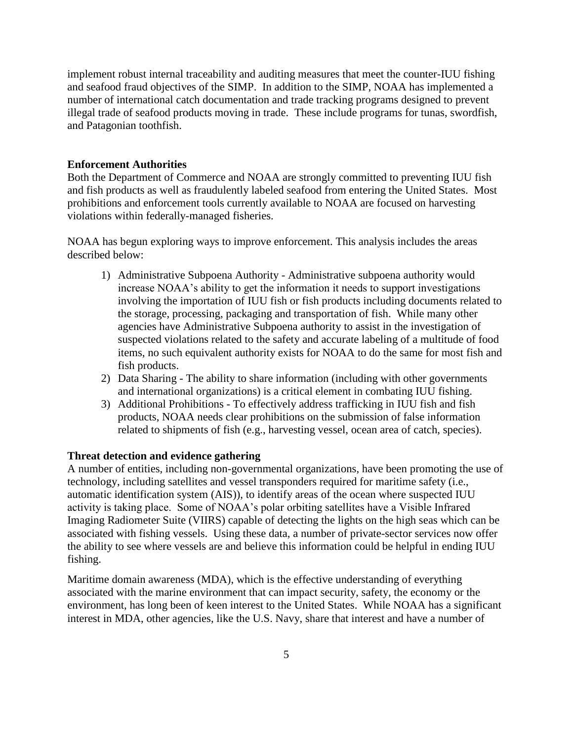implement robust internal traceability and auditing measures that meet the counter-IUU fishing and seafood fraud objectives of the SIMP. In addition to the SIMP, NOAA has implemented a number of international catch documentation and trade tracking programs designed to prevent illegal trade of seafood products moving in trade. These include programs for tunas, swordfish, and Patagonian toothfish.

**Enforcement Authorities**

Both the Department of Commerce and NOAA are strongly committed to preventing IUU fish and fish products as well as fraudulently labeled seafood from entering the United States. Most prohibitions and enforcement tools currently available to NOAA are focused on harvesting violations within federally-managed fisheries.

NOAA has begun exploring ways to improve enforcement. This analysis includes the areas described below:

1) Administrative Subpoena Authority - Administrative subpoena authority would increase NOAA's ability to get the information it needs to support investigations involving the importation of IUU fish or fish products including documents related to the storage, processing, packaging and transportation of fish. While many other agencies have Administrative Subpoena authority to assist in the investigation of suspected violations related to the safety and accurate labeling of a multitude of food items, no such equivalent authority exists for NOAA to do the same for most fish and fish products.
2) Data Sharing - The ability to share information (including with other governments and international organizations) is a critical element in combating IUU fishing.
3) Additional Prohibitions - To effectively address trafficking in IUU fish and fish products, NOAA needs clear prohibitions on the submission of false information related to shipments of fish (e.g., harvesting vessel, ocean area of catch, species).

**Threat detection and evidence gathering**

A number of entities, including non-governmental organizations, have been promoting the use of technology, including satellites and vessel transponders required for maritime safety (i.e., automatic identification system (AIS)), to identify areas of the ocean where suspected IUU activity is taking place. Some of NOAA's polar orbiting satellites have a Visible Infrared Imaging Radiometer Suite (VIIRS) capable of detecting the lights on the high seas which can be associated with fishing vessels. Using these data, a number of private-sector services now offer the ability to see where vessels are and believe this information could be helpful in ending IUU fishing.

Maritime domain awareness (MDA), which is the effective understanding of everything associated with the marine environment that can impact security, safety, the economy or the environment, has long been of keen interest to the United States. While NOAA has a significant interest in MDA, other agencies, like the U.S. Navy, share that interest and have a number of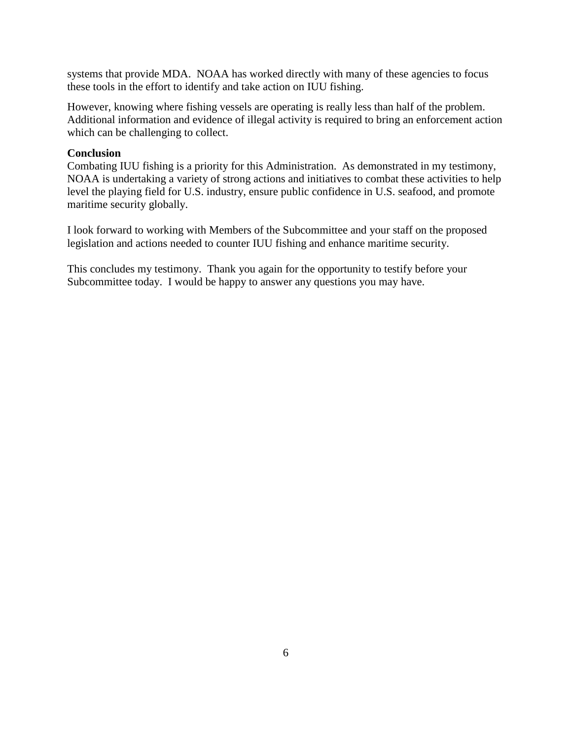systems that provide MDA. NOAA has worked directly with many of these agencies to focus these tools in the effort to identify and take action on IUU fishing.

However, knowing where fishing vessels are operating is really less than half of the problem. Additional information and evidence of illegal activity is required to bring an enforcement action which can be challenging to collect.

**Conclusion**

Combating IUU fishing is a priority for this Administration. As demonstrated in my testimony, NOAA is undertaking a variety of strong actions and initiatives to combat these activities to help level the playing field for U.S. industry, ensure public confidence in U.S. seafood, and promote maritime security globally.

I look forward to working with Members of the Subcommittee and your staff on the proposed legislation and actions needed to counter IUU fishing and enhance maritime security.

This concludes my testimony. Thank you again for the opportunity to testify before your Subcommittee today. I would be happy to answer any questions you may have.